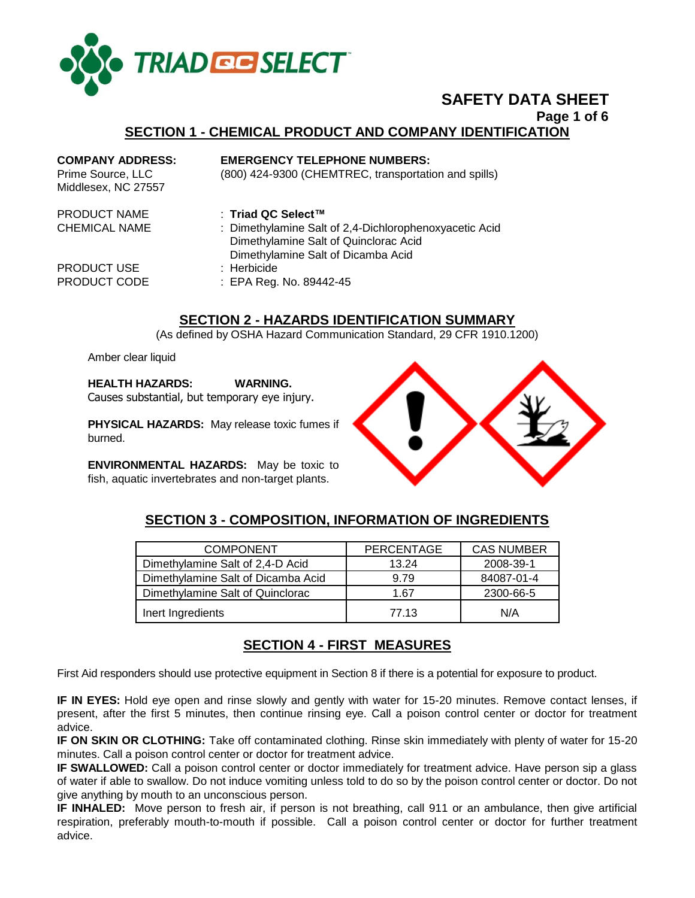# SAFETY DATA SHEET

## SECTION 1 - CHEMICAL PRODUCT AND COMPANY IDENTIFICATION

**COMPANY ADDRESS:**
Prime Source, LLC
Middlesex, NC 27557

**EMERGENCY TELEPHONE NUMBERS:**
(800) 424-9300 (CHEMTREC, transportation and spills)

PRODUCT NAME : **Triad QC Select™**
CHEMICAL NAME : Dimethylamine Salt of 2,4-Dichlorophenoxyacetic Acid
Dimethylamine Salt of Quinclorac Acid
Dimethylamine Salt of Dicamba Acid
PRODUCT USE : Herbicide
PRODUCT CODE : EPA Reg. No. 89442-45

## SECTION 2 - HAZARDS IDENTIFICATION SUMMARY

(As defined by OSHA Hazard Communication Standard, 29 CFR 1910.1200)

Amber clear liquid

**HEALTH HAZARDS: WARNING.**
Causes substantial, but temporary eye injury.

**PHYSICAL HAZARDS:** May release toxic fumes if burned.

**ENVIRONMENTAL HAZARDS:** May be toxic to fish, aquatic invertebrates and non-target plants.

## SECTION 3 - COMPOSITION, INFORMATION OF INGREDIENTS

| COMPONENT | PERCENTAGE | CAS NUMBER |
|---|---|---|
| Dimethylamine Salt of 2,4-D Acid | 13.24 | 2008-39-1 |
| Dimethylamine Salt of Dicamba Acid | 9.79 | 84087-01-4 |
| Dimethylamine Salt of Quinclorac | 1.67 | 2300-66-5 |
| Inert Ingredients | 77.13 | N/A |

## SECTION 4 - FIRST MEASURES

First Aid responders should use protective equipment in Section 8 if there is a potential for exposure to product.

**IF IN EYES:** Hold eye open and rinse slowly and gently with water for 15-20 minutes. Remove contact lenses, if present, after the first 5 minutes, then continue rinsing eye. Call a poison control center or doctor for treatment advice.

**IF ON SKIN OR CLOTHING:** Take off contaminated clothing. Rinse skin immediately with plenty of water for 15-20 minutes. Call a poison control center or doctor for treatment advice.

**IF SWALLOWED:** Call a poison control center or doctor immediately for treatment advice. Have person sip a glass of water if able to swallow. Do not induce vomiting unless told to do so by the poison control center or doctor. Do not give anything by mouth to an unconscious person.

**IF INHALED:** Move person to fresh air, if person is not breathing, call 911 or an ambulance, then give artificial respiration, preferably mouth-to-mouth if possible. Call a poison control center or doctor for further treatment advice.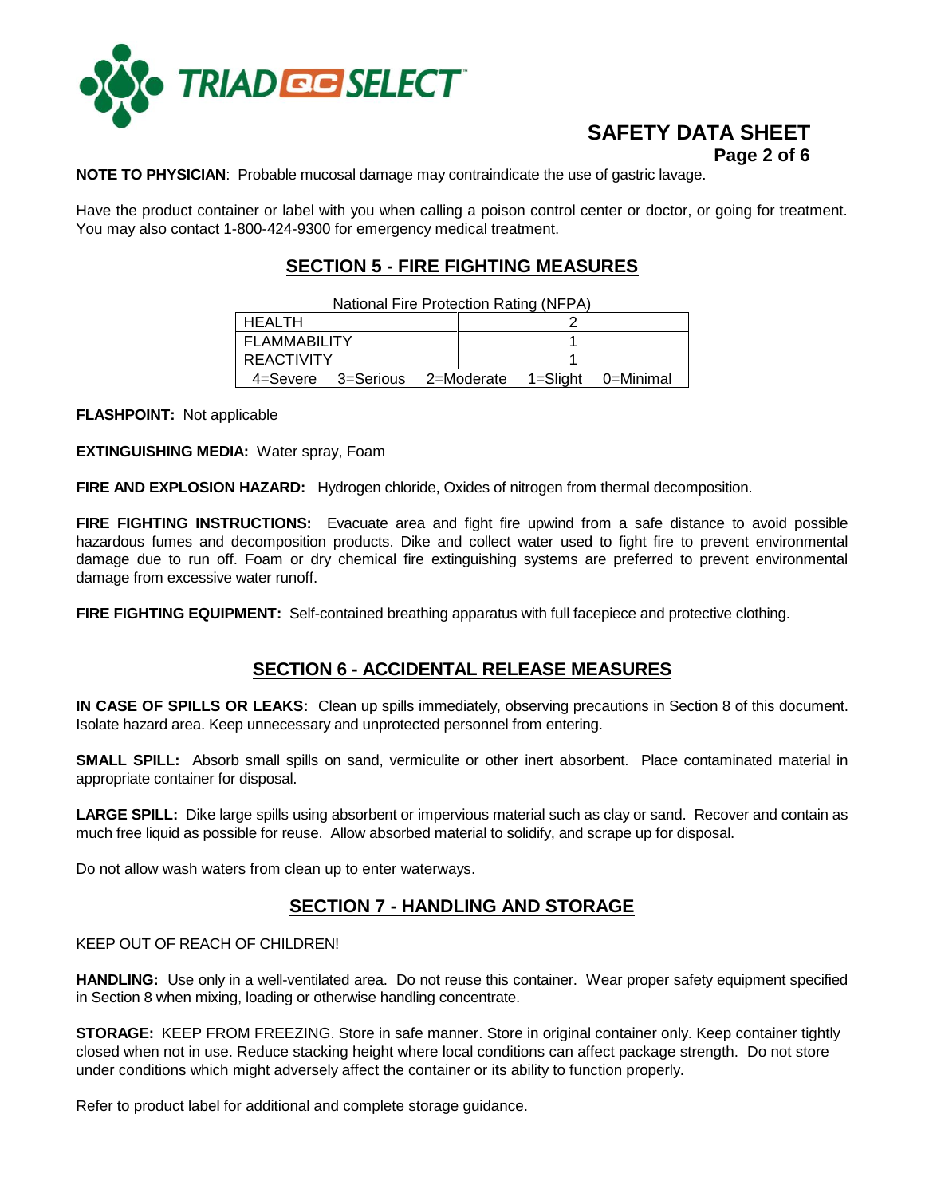**NOTE TO PHYSICIAN**: Probable mucosal damage may contraindicate the use of gastric lavage.

Have the product container or label with you when calling a poison control center or doctor, or going for treatment. You may also contact 1-800-424-9300 for emergency medical treatment.

## SECTION 5 - FIRE FIGHTING MEASURES

National Fire Protection Rating (NFPA)

| HEALTH | 2 |
|---|---|
| FLAMMABILITY | 1 |
| REACTIVITY | 1 |
| 4=Severe 3=Serious 2=Moderate 1=Slight 0=Minimal | |

**FLASHPOINT:** Not applicable

**EXTINGUISHING MEDIA:** Water spray, Foam

**FIRE AND EXPLOSION HAZARD:** Hydrogen chloride, Oxides of nitrogen from thermal decomposition.

**FIRE FIGHTING INSTRUCTIONS:** Evacuate area and fight fire upwind from a safe distance to avoid possible hazardous fumes and decomposition products. Dike and collect water used to fight fire to prevent environmental damage due to run off. Foam or dry chemical fire extinguishing systems are preferred to prevent environmental damage from excessive water runoff.

**FIRE FIGHTING EQUIPMENT:** Self-contained breathing apparatus with full facepiece and protective clothing.

## SECTION 6 - ACCIDENTAL RELEASE MEASURES

**IN CASE OF SPILLS OR LEAKS:** Clean up spills immediately, observing precautions in Section 8 of this document. Isolate hazard area. Keep unnecessary and unprotected personnel from entering.

**SMALL SPILL:** Absorb small spills on sand, vermiculite or other inert absorbent. Place contaminated material in appropriate container for disposal.

**LARGE SPILL:** Dike large spills using absorbent or impervious material such as clay or sand. Recover and contain as much free liquid as possible for reuse. Allow absorbed material to solidify, and scrape up for disposal.

Do not allow wash waters from clean up to enter waterways.

## SECTION 7 - HANDLING AND STORAGE

KEEP OUT OF REACH OF CHILDREN!

**HANDLING:** Use only in a well-ventilated area. Do not reuse this container. Wear proper safety equipment specified in Section 8 when mixing, loading or otherwise handling concentrate.

**STORAGE:** KEEP FROM FREEZING. Store in safe manner. Store in original container only. Keep container tightly closed when not in use. Reduce stacking height where local conditions can affect package strength. Do not store under conditions which might adversely affect the container or its ability to function properly.

Refer to product label for additional and complete storage guidance.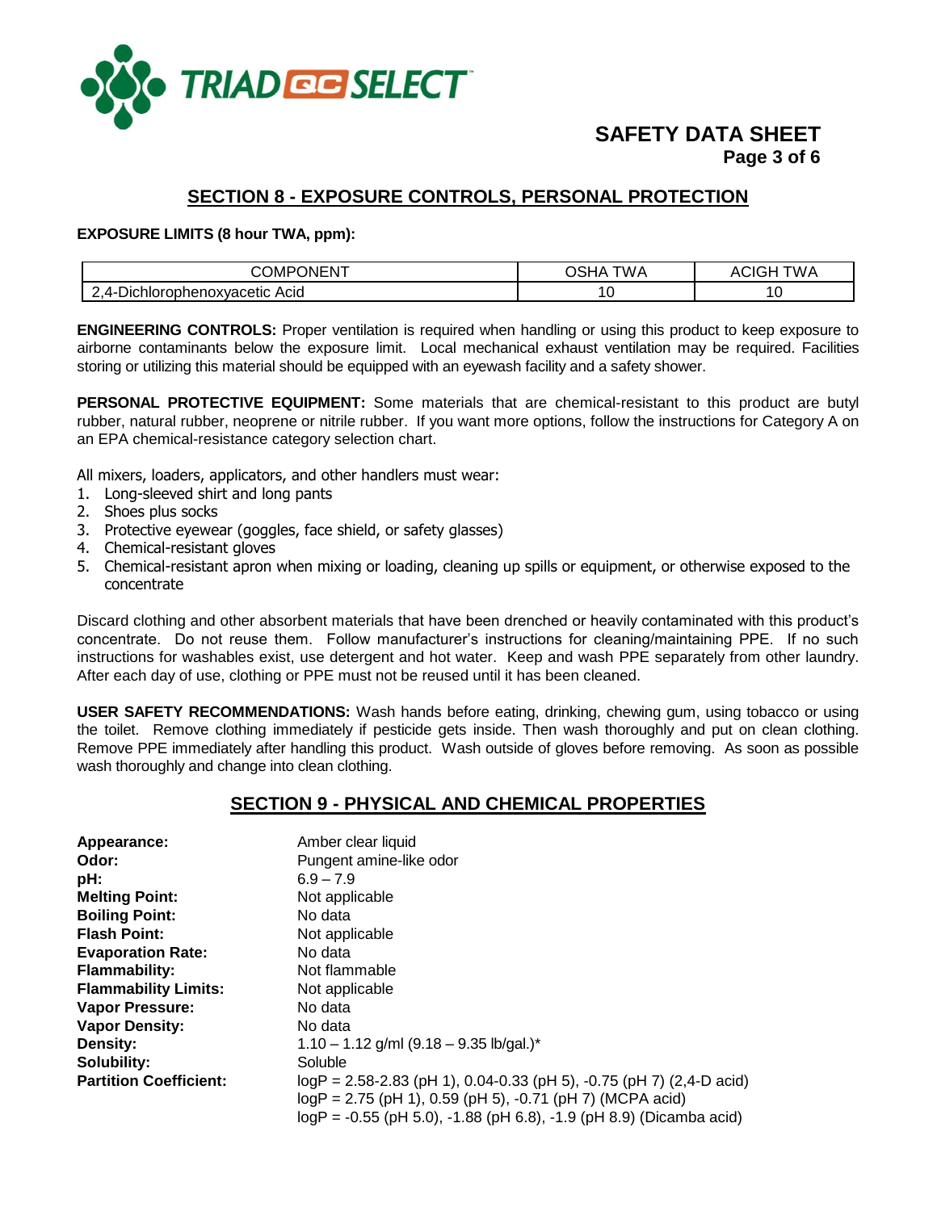## SECTION 8 - EXPOSURE CONTROLS, PERSONAL PROTECTION

**EXPOSURE LIMITS (8 hour TWA, ppm):**

| COMPONENT | OSHA TWA | ACIGH TWA |
|---|---|---|
| 2,4-Dichlorophenoxyacetic Acid | 10 | 10 |

**ENGINEERING CONTROLS:** Proper ventilation is required when handling or using this product to keep exposure to airborne contaminants below the exposure limit. Local mechanical exhaust ventilation may be required. Facilities storing or utilizing this material should be equipped with an eyewash facility and a safety shower.

**PERSONAL PROTECTIVE EQUIPMENT:** Some materials that are chemical-resistant to this product are butyl rubber, natural rubber, neoprene or nitrile rubber. If you want more options, follow the instructions for Category A on an EPA chemical-resistance category selection chart.

All mixers, loaders, applicators, and other handlers must wear:

1. Long-sleeved shirt and long pants
2. Shoes plus socks
3. Protective eyewear (goggles, face shield, or safety glasses)
4. Chemical-resistant gloves
5. Chemical-resistant apron when mixing or loading, cleaning up spills or equipment, or otherwise exposed to the concentrate

Discard clothing and other absorbent materials that have been drenched or heavily contaminated with this product's concentrate. Do not reuse them. Follow manufacturer's instructions for cleaning/maintaining PPE. If no such instructions for washables exist, use detergent and hot water. Keep and wash PPE separately from other laundry. After each day of use, clothing or PPE must not be reused until it has been cleaned.

**USER SAFETY RECOMMENDATIONS:** Wash hands before eating, drinking, chewing gum, using tobacco or using the toilet. Remove clothing immediately if pesticide gets inside. Then wash thoroughly and put on clean clothing. Remove PPE immediately after handling this product. Wash outside of gloves before removing. As soon as possible wash thoroughly and change into clean clothing.

## SECTION 9 - PHYSICAL AND CHEMICAL PROPERTIES

**Appearance:** Amber clear liquid
**Odor:** Pungent amine-like odor
**pH:** 6.9 – 7.9
**Melting Point:** Not applicable
**Boiling Point:** No data
**Flash Point:** Not applicable
**Evaporation Rate:** No data
**Flammability:** Not flammable
**Flammability Limits:** Not applicable
**Vapor Pressure:** No data
**Vapor Density:** No data
**Density:** 1.10 – 1.12 g/ml (9.18 – 9.35 lb/gal.)*
**Solubility:** Soluble
**Partition Coefficient:** logP = 2.58-2.83 (pH 1), 0.04-0.33 (pH 5), -0.75 (pH 7) (2,4-D acid)
logP = 2.75 (pH 1), 0.59 (pH 5), -0.71 (pH 7) (MCPA acid)
logP = -0.55 (pH 5.0), -1.88 (pH 6.8), -1.9 (pH 8.9) (Dicamba acid)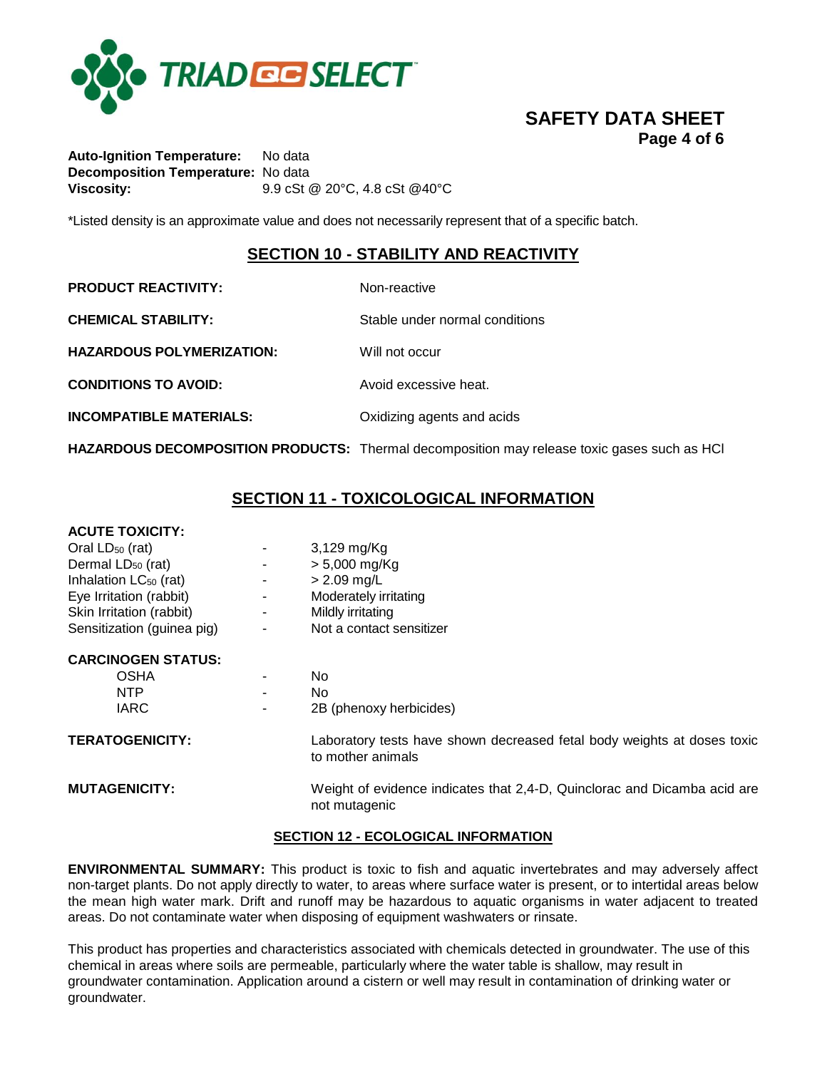**Auto-Ignition Temperature:** No data
**Decomposition Temperature:** No data
**Viscosity:** 9.9 cSt @ 20°C, 4.8 cSt @40°C

*Listed density is an approximate value and does not necessarily represent that of a specific batch.

## SECTION 10 - STABILITY AND REACTIVITY

**PRODUCT REACTIVITY:** Non-reactive

**CHEMICAL STABILITY:** Stable under normal conditions

**HAZARDOUS POLYMERIZATION:** Will not occur

**CONDITIONS TO AVOID:** Avoid excessive heat.

**INCOMPATIBLE MATERIALS:** Oxidizing agents and acids

**HAZARDOUS DECOMPOSITION PRODUCTS:** Thermal decomposition may release toxic gases such as HCl

## SECTION 11 - TOXICOLOGICAL INFORMATION

**ACUTE TOXICITY:**

| | | |
|---|---|---|
| Oral $LD_{50}$ (rat) | - | 3,129 mg/Kg |
| Dermal $LD_{50}$ (rat) | - | > 5,000 mg/Kg |
| Inhalation $LC_{50}$ (rat) | - | > 2.09 mg/L |
| Eye Irritation (rabbit) | - | Moderately irritating |
| Skin Irritation (rabbit) | - | Mildly irritating |
| Sensitization (guinea pig) | - | Not a contact sensitizer |

**CARCINOGEN STATUS:**

| | | |
|---|---|---|
| OSHA | - | No |
| NTP | - | No |
| IARC | - | 2B (phenoxy herbicides) |

**TERATOGENICITY:** Laboratory tests have shown decreased fetal body weights at doses toxic to mother animals

**MUTAGENICITY:** Weight of evidence indicates that 2,4-D, Quinclorac and Dicamba acid are not mutagenic

## SECTION 12 - ECOLOGICAL INFORMATION

**ENVIRONMENTAL SUMMARY:** This product is toxic to fish and aquatic invertebrates and may adversely affect non-target plants. Do not apply directly to water, to areas where surface water is present, or to intertidal areas below the mean high water mark. Drift and runoff may be hazardous to aquatic organisms in water adjacent to treated areas. Do not contaminate water when disposing of equipment washwaters or rinsate.

This product has properties and characteristics associated with chemicals detected in groundwater. The use of this chemical in areas where soils are permeable, particularly where the water table is shallow, may result in groundwater contamination. Application around a cistern or well may result in contamination of drinking water or groundwater.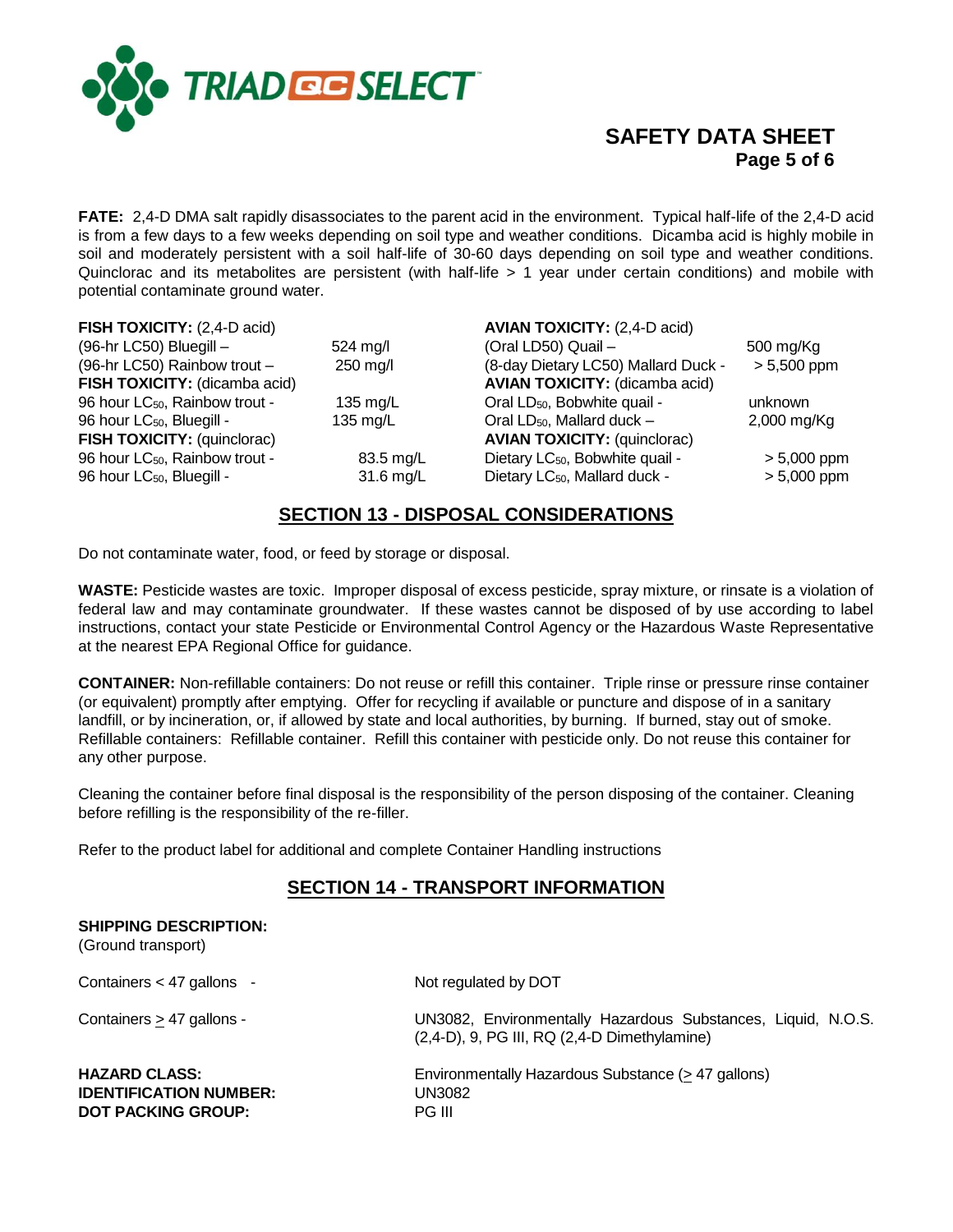**FATE:** 2,4-D DMA salt rapidly disassociates to the parent acid in the environment. Typical half-life of the 2,4-D acid is from a few days to a few weeks depending on soil type and weather conditions. Dicamba acid is highly mobile in soil and moderately persistent with a soil half-life of 30-60 days depending on soil type and weather conditions. Quinclorac and its metabolites are persistent (with half-life > 1 year under certain conditions) and mobile with potential contaminate ground water.

**FISH TOXICITY:** (2,4-D acid)

| | |
|---|---|
| (96-hr LC50) Bluegill – | 524 mg/l |
| (96-hr LC50) Rainbow trout – | 250 mg/l |

**FISH TOXICITY:** (dicamba acid)

| | |
|---|---|
| 96 hour $LC_{50}$, Rainbow trout - | 135 mg/L |
| 96 hour $LC_{50}$, Bluegill - | 135 mg/L |

**FISH TOXICITY:** (quinclorac)

| | |
|---|---|
| 96 hour $LC_{50}$, Rainbow trout - | 83.5 mg/L |
| 96 hour $LC_{50}$, Bluegill - | 31.6 mg/L |

**AVIAN TOXICITY:** (2,4-D acid)

| | |
|---|---|
| (Oral LD50) Quail – | 500 mg/Kg |
| (8-day Dietary LC50) Mallard Duck - | > 5,500 ppm |

**AVIAN TOXICITY:** (dicamba acid)

| | |
|---|---|
| Oral $LD_{50}$, Bobwhite quail - | unknown |
| Oral $LD_{50}$, Mallard duck – | 2,000 mg/Kg |

**AVIAN TOXICITY:** (quinclorac)

| | |
|---|---|
| Dietary $LC_{50}$, Bobwhite quail - | > 5,000 ppm |
| Dietary $LC_{50}$, Mallard duck - | > 5,000 ppm |

## SECTION 13 - DISPOSAL CONSIDERATIONS

Do not contaminate water, food, or feed by storage or disposal.

**WASTE:** Pesticide wastes are toxic. Improper disposal of excess pesticide, spray mixture, or rinsate is a violation of federal law and may contaminate groundwater. If these wastes cannot be disposed of by use according to label instructions, contact your state Pesticide or Environmental Control Agency or the Hazardous Waste Representative at the nearest EPA Regional Office for guidance.

**CONTAINER:** Non-refillable containers: Do not reuse or refill this container. Triple rinse or pressure rinse container (or equivalent) promptly after emptying. Offer for recycling if available or puncture and dispose of in a sanitary landfill, or by incineration, or, if allowed by state and local authorities, by burning. If burned, stay out of smoke. Refillable containers: Refillable container. Refill this container with pesticide only. Do not reuse this container for any other purpose.

Cleaning the container before final disposal is the responsibility of the person disposing of the container. Cleaning before refilling is the responsibility of the re-filler.

Refer to the product label for additional and complete Container Handling instructions

## SECTION 14 - TRANSPORT INFORMATION

**SHIPPING DESCRIPTION:**
(Ground transport)

| | |
|---|---|
| Containers < 47 gallons - | Not regulated by DOT |
| Containers ≥ 47 gallons - | UN3082, Environmentally Hazardous Substances, Liquid, N.O.S. (2,4-D), 9, PG III, RQ (2,4-D Dimethylamine) |
| **HAZARD CLASS:** | Environmentally Hazardous Substance (≥ 47 gallons) |
| **IDENTIFICATION NUMBER:** | UN3082 |
| **DOT PACKING GROUP:** | PG III |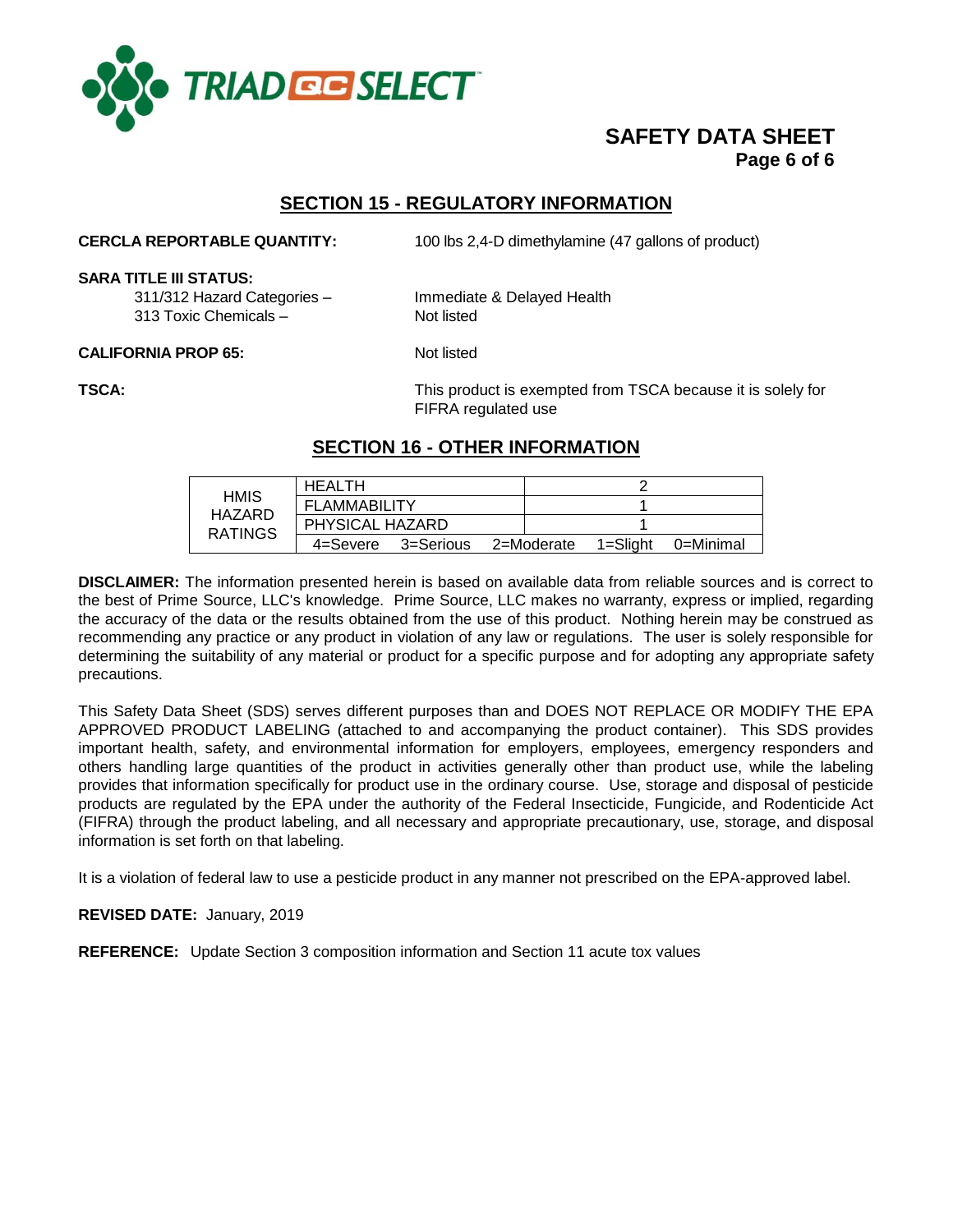## SECTION 15 - REGULATORY INFORMATION

**CERCLA REPORTABLE QUANTITY:** 100 lbs 2,4-D dimethylamine (47 gallons of product)

**SARA TITLE III STATUS:**

311/312 Hazard Categories – Immediate & Delayed Health

313 Toxic Chemicals – Not listed

**CALIFORNIA PROP 65:** Not listed

**TSCA:** This product is exempted from TSCA because it is solely for FIFRA regulated use

## SECTION 16 - OTHER INFORMATION

| | | |
|---|---|---|
| HMIS HAZARD RATINGS | HEALTH | 2 |
| | FLAMMABILITY | 1 |
| | PHYSICAL HAZARD | 1 |
| | 4=Severe 3=Serious 2=Moderate 1=Slight 0=Minimal | |

**DISCLAIMER:** The information presented herein is based on available data from reliable sources and is correct to the best of Prime Source, LLC's knowledge. Prime Source, LLC makes no warranty, express or implied, regarding the accuracy of the data or the results obtained from the use of this product. Nothing herein may be construed as recommending any practice or any product in violation of any law or regulations. The user is solely responsible for determining the suitability of any material or product for a specific purpose and for adopting any appropriate safety precautions.

This Safety Data Sheet (SDS) serves different purposes than and DOES NOT REPLACE OR MODIFY THE EPA APPROVED PRODUCT LABELING (attached to and accompanying the product container). This SDS provides important health, safety, and environmental information for employers, employees, emergency responders and others handling large quantities of the product in activities generally other than product use, while the labeling provides that information specifically for product use in the ordinary course. Use, storage and disposal of pesticide products are regulated by the EPA under the authority of the Federal Insecticide, Fungicide, and Rodenticide Act (FIFRA) through the product labeling, and all necessary and appropriate precautionary, use, storage, and disposal information is set forth on that labeling.

It is a violation of federal law to use a pesticide product in any manner not prescribed on the EPA-approved label.

**REVISED DATE:** January, 2019

**REFERENCE:** Update Section 3 composition information and Section 11 acute tox values